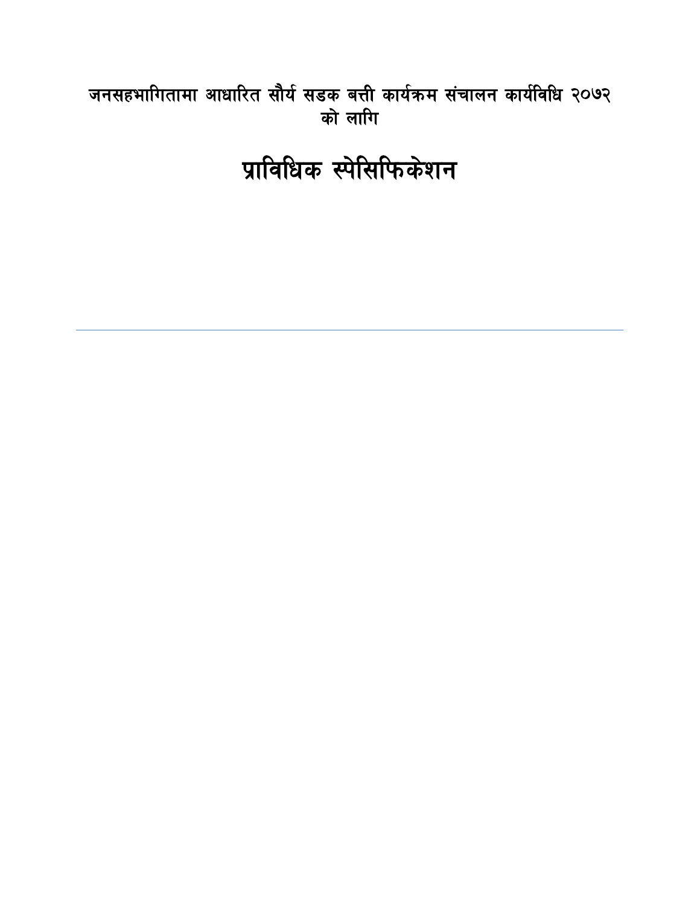जनसहभागितामा आधारित सौर्य सडक बत्ती कार्यक्रम संचालन कार्यविधि २०७२ को लागि

# प्राविधिक स्पेसिफिकेशन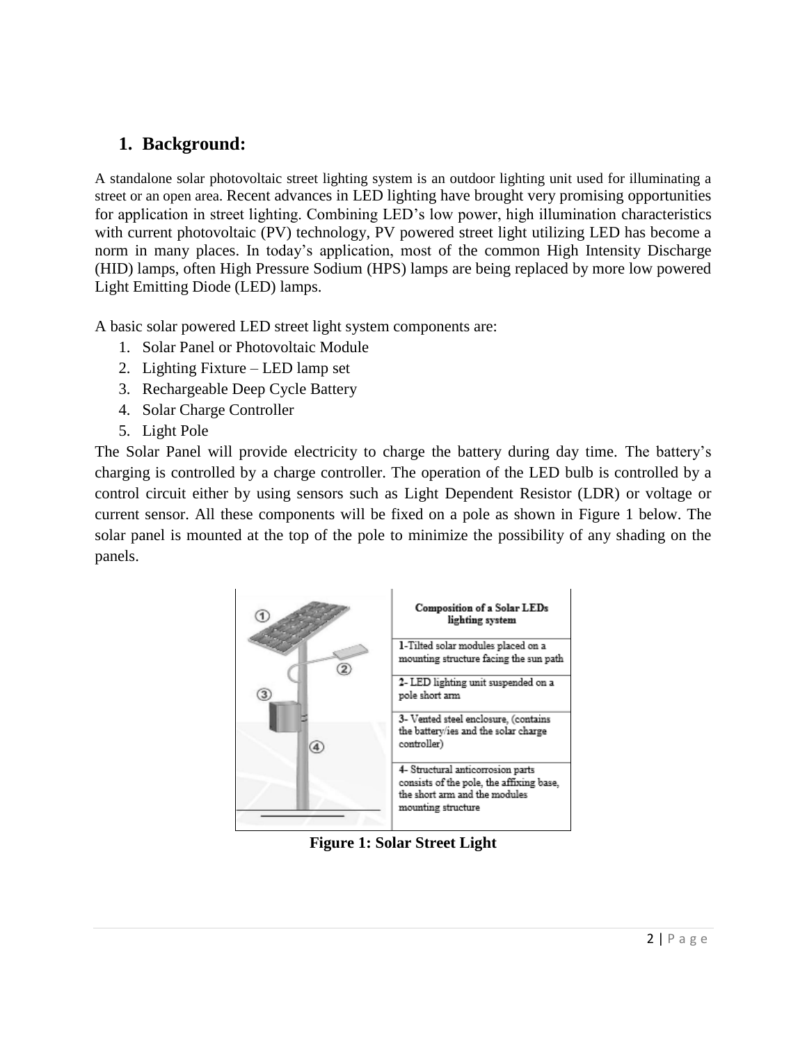## 1. Background:

A standalone solar photovoltaic street lighting system is an outdoor lighting unit used for illuminating a street or an open area. Recent advances in LED lighting have brought very promising opportunities for application in street lighting. Combining LED's low power, high illumination characteristics with current photovoltaic (PV) technology, PV powered street light utilizing LED has become a norm in many places. In today's application, most of the common High Intensity Discharge (HID) lamps, often High Pressure Sodium (HPS) lamps are being replaced by more low powered Light Emitting Diode (LED) lamps.

A basic solar powered LED street light system components are:

1. Solar Panel or Photovoltaic Module
2. Lighting Fixture – LED lamp set
3. Rechargeable Deep Cycle Battery
4. Solar Charge Controller
5. Light Pole

The Solar Panel will provide electricity to charge the battery during day time. The battery's charging is controlled by a charge controller. The operation of the LED bulb is controlled by a control circuit either by using sensors such as Light Dependent Resistor (LDR) or voltage or current sensor. All these components will be fixed on a pole as shown in Figure 1 below. The solar panel is mounted at the top of the pole to minimize the possibility of any shading on the panels.

| Composition of a Solar LEDs lighting system |
| --- |
| 1-Tilted solar modules placed on a mounting structure facing the sun path |
| 2- LED lighting unit suspended on a pole short arm |
| 3- Vented steel enclosure, (contains the battery/ies and the solar charge controller) |
| 4- Structural anticorrosion parts consists of the pole, the affixing base, the short arm and the modules mounting structure |

**Figure 1: Solar Street Light**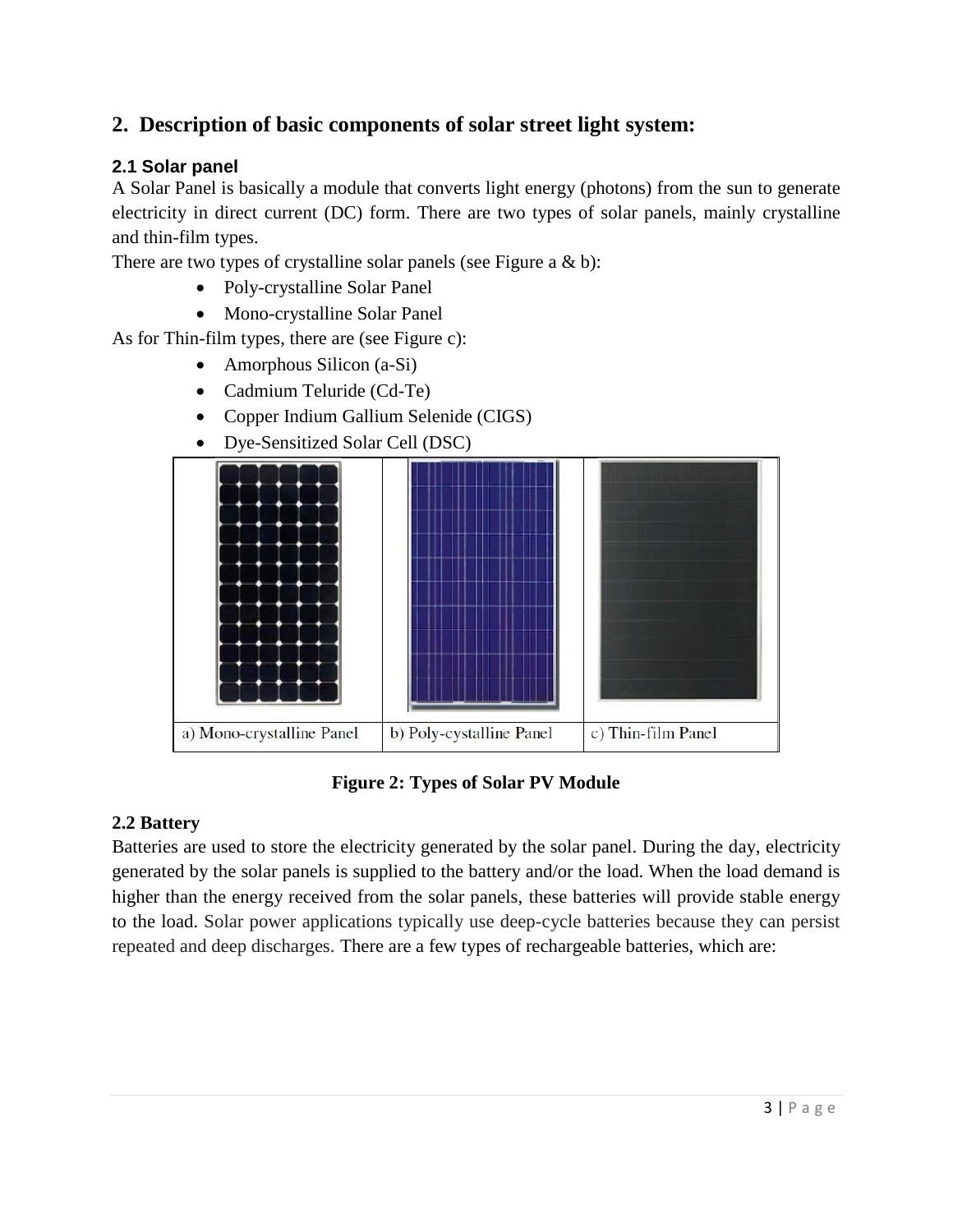## 2. Description of basic components of solar street light system:

### 2.1 Solar panel

A Solar Panel is basically a module that converts light energy (photons) from the sun to generate electricity in direct current (DC) form. There are two types of solar panels, mainly crystalline and thin-film types.

There are two types of crystalline solar panels (see Figure a & b):

- Poly-crystalline Solar Panel
- Mono-crystalline Solar Panel

As for Thin-film types, there are (see Figure c):

- Amorphous Silicon (a-Si)
- Cadmium Teluride (Cd-Te)
- Copper Indium Gallium Selenide (CIGS)
- Dye-Sensitized Solar Cell (DSC)

| a) Mono-crystalline Panel | b) Poly-cystalline Panel | c) Thin-film Panel |
|---|---|---|

**Figure 2: Types of Solar PV Module**

### 2.2 Battery

Batteries are used to store the electricity generated by the solar panel. During the day, electricity generated by the solar panels is supplied to the battery and/or the load. When the load demand is higher than the energy received from the solar panels, these batteries will provide stable energy to the load. Solar power applications typically use deep-cycle batteries because they can persist repeated and deep discharges. There are a few types of rechargeable batteries, which are: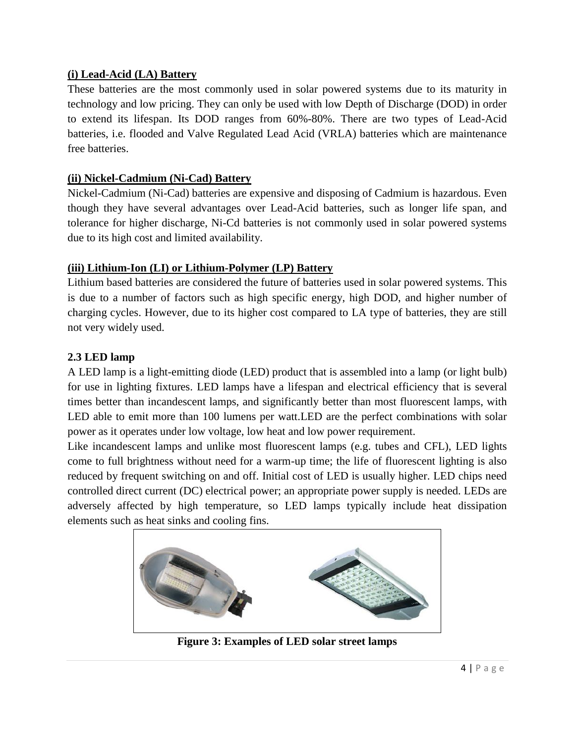**(i) Lead-Acid (LA) Battery**

These batteries are the most commonly used in solar powered systems due to its maturity in technology and low pricing. They can only be used with low Depth of Discharge (DOD) in order to extend its lifespan. Its DOD ranges from 60%-80%. There are two types of Lead-Acid batteries, i.e. flooded and Valve Regulated Lead Acid (VRLA) batteries which are maintenance free batteries.

**(ii) Nickel-Cadmium (Ni-Cad) Battery**

Nickel-Cadmium (Ni-Cad) batteries are expensive and disposing of Cadmium is hazardous. Even though they have several advantages over Lead-Acid batteries, such as longer life span, and tolerance for higher discharge, Ni-Cd batteries is not commonly used in solar powered systems due to its high cost and limited availability.

**(iii) Lithium-Ion (LI) or Lithium-Polymer (LP) Battery**

Lithium based batteries are considered the future of batteries used in solar powered systems. This is due to a number of factors such as high specific energy, high DOD, and higher number of charging cycles. However, due to its higher cost compared to LA type of batteries, they are still not very widely used.

### 2.3 LED lamp

A LED lamp is a light-emitting diode (LED) product that is assembled into a lamp (or light bulb) for use in lighting fixtures. LED lamps have a lifespan and electrical efficiency that is several times better than incandescent lamps, and significantly better than most fluorescent lamps, with LED able to emit more than 100 lumens per watt.LED are the perfect combinations with solar power as it operates under low voltage, low heat and low power requirement.

Like incandescent lamps and unlike most fluorescent lamps (e.g. tubes and CFL), LED lights come to full brightness without need for a warm-up time; the life of fluorescent lighting is also reduced by frequent switching on and off. Initial cost of LED is usually higher. LED chips need controlled direct current (DC) electrical power; an appropriate power supply is needed. LEDs are adversely affected by high temperature, so LED lamps typically include heat dissipation elements such as heat sinks and cooling fins.

**Figure 3: Examples of LED solar street lamps**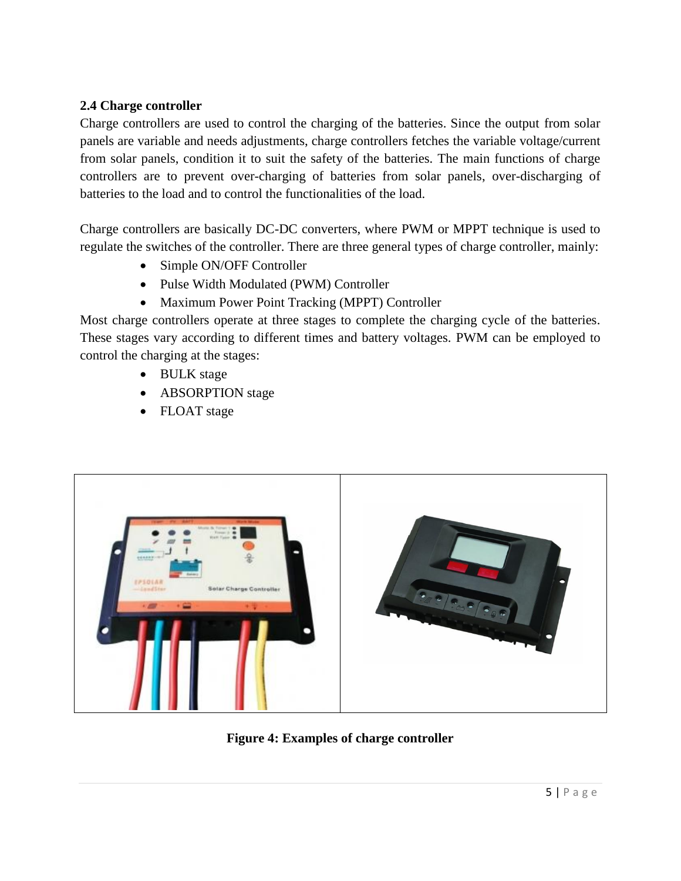## 2.4 Charge controller

Charge controllers are used to control the charging of the batteries. Since the output from solar panels are variable and needs adjustments, charge controllers fetches the variable voltage/current from solar panels, condition it to suit the safety of the batteries. The main functions of charge controllers are to prevent over-charging of batteries from solar panels, over-discharging of batteries to the load and to control the functionalities of the load.

Charge controllers are basically DC-DC converters, where PWM or MPPT technique is used to regulate the switches of the controller. There are three general types of charge controller, mainly:

- Simple ON/OFF Controller
- Pulse Width Modulated (PWM) Controller
- Maximum Power Point Tracking (MPPT) Controller

Most charge controllers operate at three stages to complete the charging cycle of the batteries. These stages vary according to different times and battery voltages. PWM can be employed to control the charging at the stages:

- BULK stage
- ABSORPTION stage
- FLOAT stage

**Figure 4: Examples of charge controller**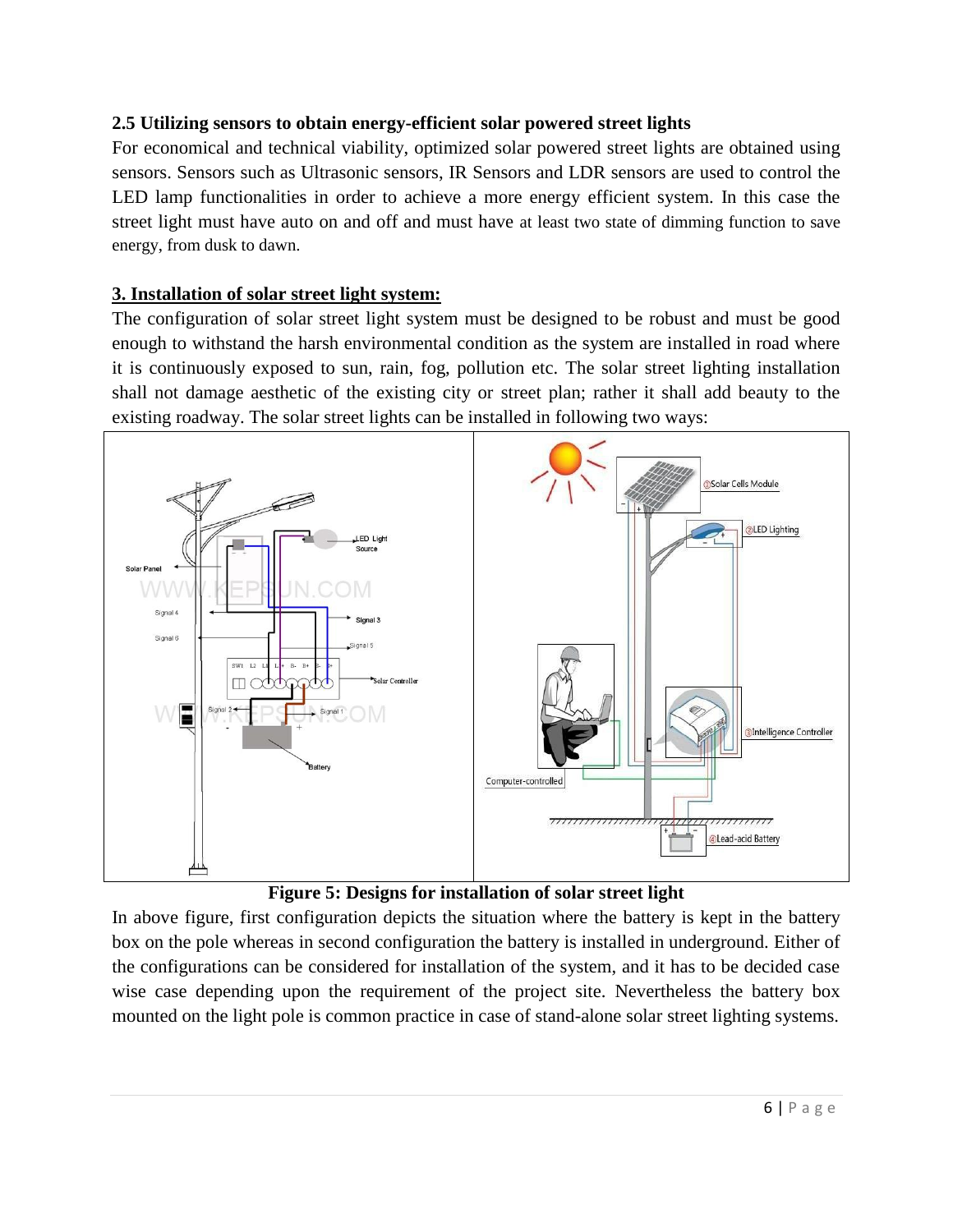### 2.5 Utilizing sensors to obtain energy-efficient solar powered street lights

For economical and technical viability, optimized solar powered street lights are obtained using sensors. Sensors such as Ultrasonic sensors, IR Sensors and LDR sensors are used to control the LED lamp functionalities in order to achieve a more energy efficient system. In this case the street light must have auto on and off and must have at least two state of dimming function to save energy, from dusk to dawn.

## 3. Installation of solar street light system:

The configuration of solar street light system must be designed to be robust and must be good enough to withstand the harsh environmental condition as the system are installed in road where it is continuously exposed to sun, rain, fog, pollution etc. The solar street lighting installation shall not damage aesthetic of the existing city or street plan; rather it shall add beauty to the existing roadway. The solar street lights can be installed in following two ways:

**Figure 5: Designs for installation of solar street light**

In above figure, first configuration depicts the situation where the battery is kept in the battery box on the pole whereas in second configuration the battery is installed in underground. Either of the configurations can be considered for installation of the system, and it has to be decided case wise case depending upon the requirement of the project site. Nevertheless the battery box mounted on the light pole is common practice in case of stand-alone solar street lighting systems.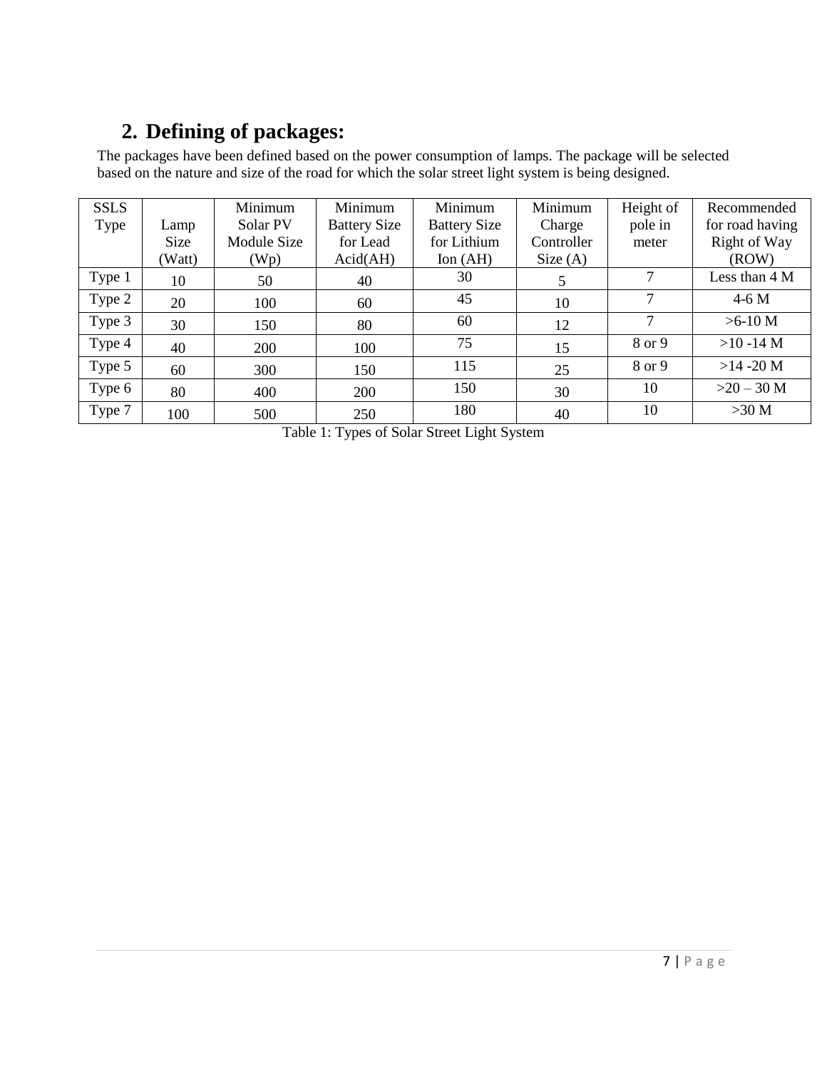## 2. Defining of packages:

The packages have been defined based on the power consumption of lamps. The package will be selected based on the nature and size of the road for which the solar street light system is being designed.

| SSLS Type | Lamp Size (Watt) | Minimum Solar PV Module Size (Wp) | Minimum Battery Size for Lead Acid(AH) | Minimum Battery Size for Lithium Ion (AH) | Minimum Charge Controller Size (A) | Height of pole in meter | Recommended for road having Right of Way (ROW) |
|---|---|---|---|---|---|---|---|
| Type 1 | 10 | 50 | 40 | 30 | 5 | 7 | Less than 4 M |
| Type 2 | 20 | 100 | 60 | 45 | 10 | 7 | 4-6 M |
| Type 3 | 30 | 150 | 80 | 60 | 12 | 7 | >6-10 M |
| Type 4 | 40 | 200 | 100 | 75 | 15 | 8 or 9 | >10 -14 M |
| Type 5 | 60 | 300 | 150 | 115 | 25 | 8 or 9 | >14 -20 M |
| Type 6 | 80 | 400 | 200 | 150 | 30 | 10 | >20 – 30 M |
| Type 7 | 100 | 500 | 250 | 180 | 40 | 10 | >30 M |

Table 1: Types of Solar Street Light System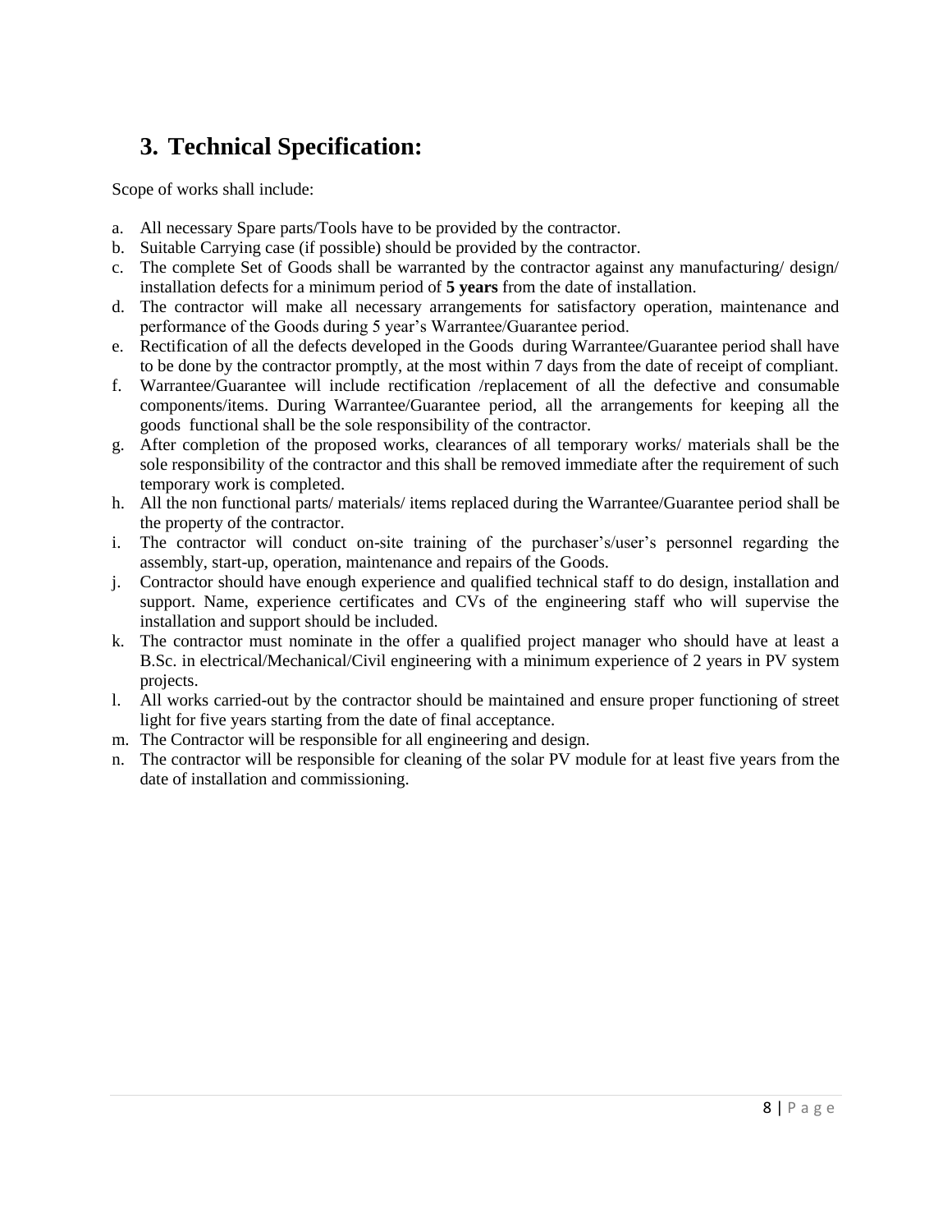## 3. Technical Specification:

Scope of works shall include:

a. All necessary Spare parts/Tools have to be provided by the contractor.
b. Suitable Carrying case (if possible) should be provided by the contractor.
c. The complete Set of Goods shall be warranted by the contractor against any manufacturing/ design/ installation defects for a minimum period of **5 years** from the date of installation.
d. The contractor will make all necessary arrangements for satisfactory operation, maintenance and performance of the Goods during 5 year's Warrantee/Guarantee period.
e. Rectification of all the defects developed in the Goods during Warrantee/Guarantee period shall have to be done by the contractor promptly, at the most within 7 days from the date of receipt of compliant.
f. Warrantee/Guarantee will include rectification /replacement of all the defective and consumable components/items. During Warrantee/Guarantee period, all the arrangements for keeping all the goods functional shall be the sole responsibility of the contractor.
g. After completion of the proposed works, clearances of all temporary works/ materials shall be the sole responsibility of the contractor and this shall be removed immediate after the requirement of such temporary work is completed.
h. All the non functional parts/ materials/ items replaced during the Warrantee/Guarantee period shall be the property of the contractor.
i. The contractor will conduct on-site training of the purchaser's/user's personnel regarding the assembly, start-up, operation, maintenance and repairs of the Goods.
j. Contractor should have enough experience and qualified technical staff to do design, installation and support. Name, experience certificates and CVs of the engineering staff who will supervise the installation and support should be included.
k. The contractor must nominate in the offer a qualified project manager who should have at least a B.Sc. in electrical/Mechanical/Civil engineering with a minimum experience of 2 years in PV system projects.
l. All works carried-out by the contractor should be maintained and ensure proper functioning of street light for five years starting from the date of final acceptance.
m. The Contractor will be responsible for all engineering and design.
n. The contractor will be responsible for cleaning of the solar PV module for at least five years from the date of installation and commissioning.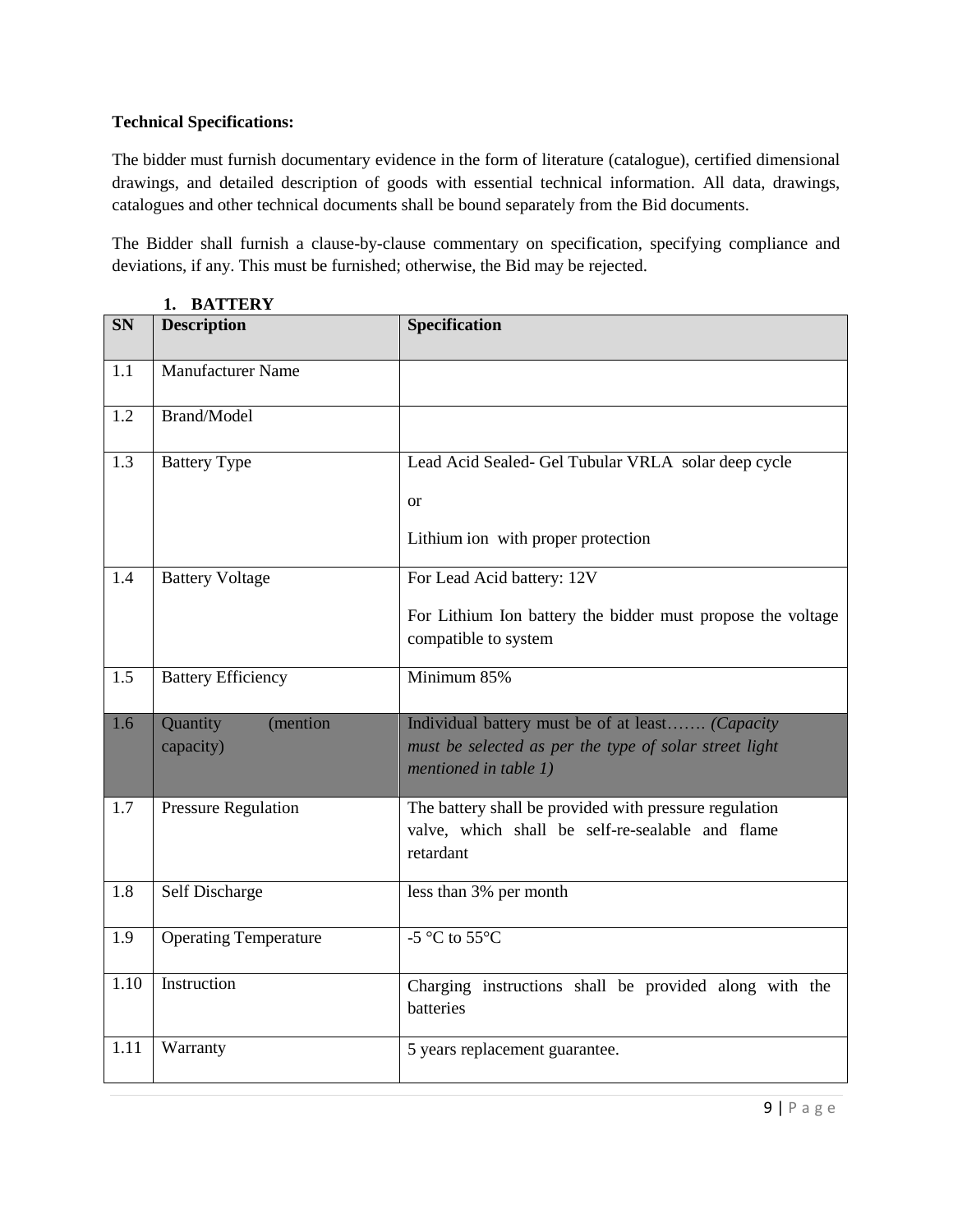**Technical Specifications:**

The bidder must furnish documentary evidence in the form of literature (catalogue), certified dimensional drawings, and detailed description of goods with essential technical information. All data, drawings, catalogues and other technical documents shall be bound separately from the Bid documents.

The Bidder shall furnish a clause-by-clause commentary on specification, specifying compliance and deviations, if any. This must be furnished; otherwise, the Bid may be rejected.

1. **BATTERY**

| SN | Description | Specification |
|---|---|---|
| 1.1 | Manufacturer Name | |
| 1.2 | Brand/Model | |
| 1.3 | Battery Type | Lead Acid Sealed- Gel Tubular VRLA solar deep cycle<br><br>or<br><br>Lithium ion with proper protection |
| 1.4 | Battery Voltage | For Lead Acid battery: 12V<br><br>For Lithium Ion battery the bidder must propose the voltage compatible to system |
| 1.5 | Battery Efficiency | Minimum 85% |
| 1.6 | Quantity (mention capacity) | Individual battery must be of at least……. *(Capacity must be selected as per the type of solar street light mentioned in table 1)* |
| 1.7 | Pressure Regulation | The battery shall be provided with pressure regulation valve, which shall be self-re-sealable and flame retardant |
| 1.8 | Self Discharge | less than 3% per month |
| 1.9 | Operating Temperature | -5 °C to 55°C |
| 1.10 | Instruction | Charging instructions shall be provided along with the batteries |
| 1.11 | Warranty | 5 years replacement guarantee. |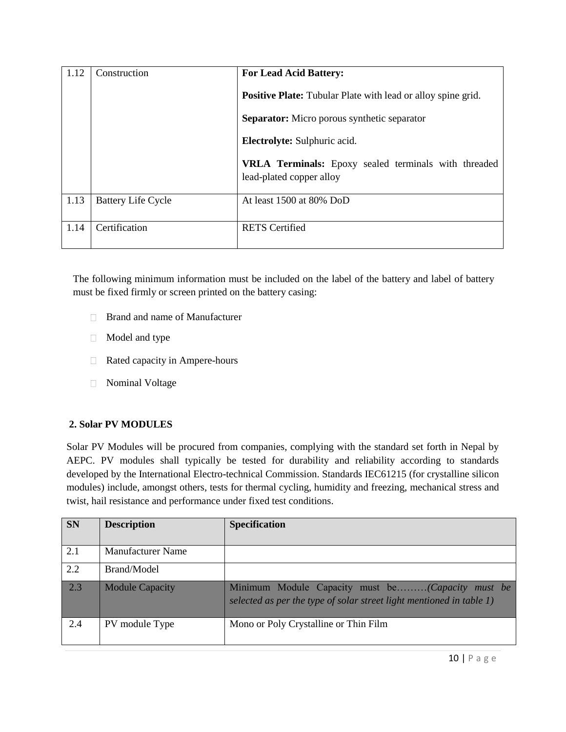| 1.12 | Construction | **For Lead Acid Battery:**<br><br>**Positive Plate:** Tubular Plate with lead or alloy spine grid.<br><br>**Separator:** Micro porous synthetic separator<br><br>**Electrolyte:** Sulphuric acid.<br><br>**VRLA Terminals:** Epoxy sealed terminals with threaded lead-plated copper alloy |
|---|---|---|
| 1.13 | Battery Life Cycle | At least 1500 at 80% DoD |
| 1.14 | Certification | RETS Certified |

The following minimum information must be included on the label of the battery and label of battery must be fixed firmly or screen printed on the battery casing:

- Brand and name of Manufacturer
- Model and type
- Rated capacity in Ampere-hours
- Nominal Voltage

**2. Solar PV MODULES**

Solar PV Modules will be procured from companies, complying with the standard set forth in Nepal by AEPC. PV modules shall typically be tested for durability and reliability according to standards developed by the International Electro-technical Commission. Standards IEC61215 (for crystalline silicon modules) include, amongst others, tests for thermal cycling, humidity and freezing, mechanical stress and twist, hail resistance and performance under fixed test conditions.

| SN | Description | Specification |
|---|---|---|
| 2.1 | Manufacturer Name | |
| 2.2 | Brand/Model | |
| 2.3 | Module Capacity | Minimum Module Capacity must be………*(Capacity must be selected as per the type of solar street light mentioned in table 1)* |
| 2.4 | PV module Type | Mono or Poly Crystalline or Thin Film |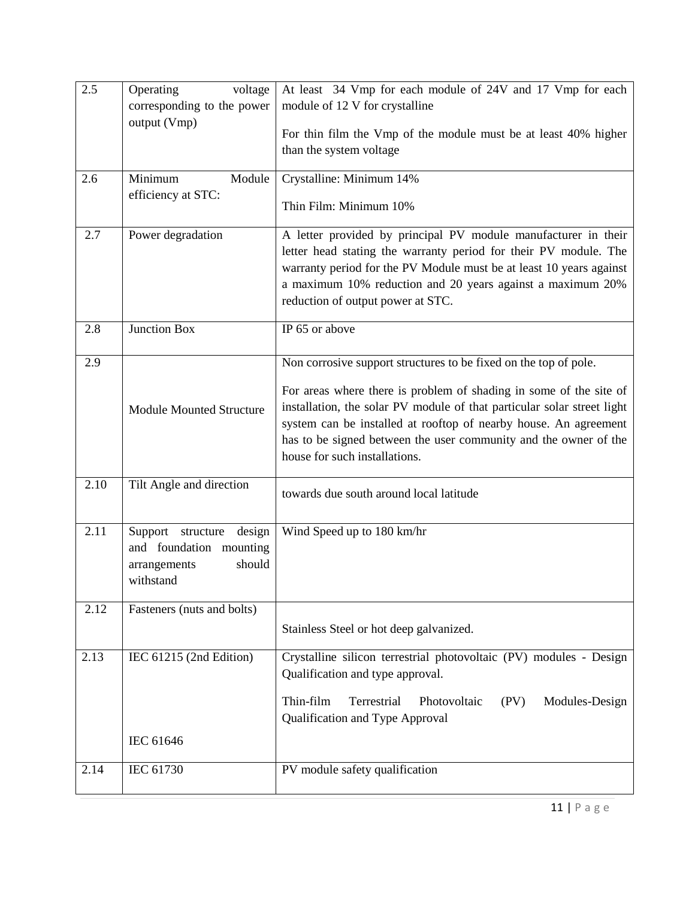| | | |
|---|---|---|
| 2.5 | Operating voltage corresponding to the power output (Vmp) | At least 34 Vmp for each module of 24V and 17 Vmp for each module of 12 V for crystalline<br><br>For thin film the Vmp of the module must be at least 40% higher than the system voltage |
| 2.6 | Minimum Module efficiency at STC: | Crystalline: Minimum 14%<br><br>Thin Film: Minimum 10% |
| 2.7 | Power degradation | A letter provided by principal PV module manufacturer in their letter head stating the warranty period for their PV module. The warranty period for the PV Module must be at least 10 years against a maximum 10% reduction and 20 years against a maximum 20% reduction of output power at STC. |
| 2.8 | Junction Box | IP 65 or above |
| 2.9 | Module Mounted Structure | Non corrosive support structures to be fixed on the top of pole.<br><br>For areas where there is problem of shading in some of the site of installation, the solar PV module of that particular solar street light system can be installed at rooftop of nearby house. An agreement has to be signed between the user community and the owner of the house for such installations. |
| 2.10 | Tilt Angle and direction | towards due south around local latitude |
| 2.11 | Support structure design and foundation mounting arrangements should withstand | Wind Speed up to 180 km/hr |
| 2.12 | Fasteners (nuts and bolts) | Stainless Steel or hot deep galvanized. |
| 2.13 | IEC 61215 (2nd Edition)<br><br>IEC 61646 | Crystalline silicon terrestrial photovoltaic (PV) modules - Design Qualification and type approval.<br><br>Thin-film Terrestrial Photovoltaic (PV) Modules-Design Qualification and Type Approval |
| 2.14 | IEC 61730 | PV module safety qualification |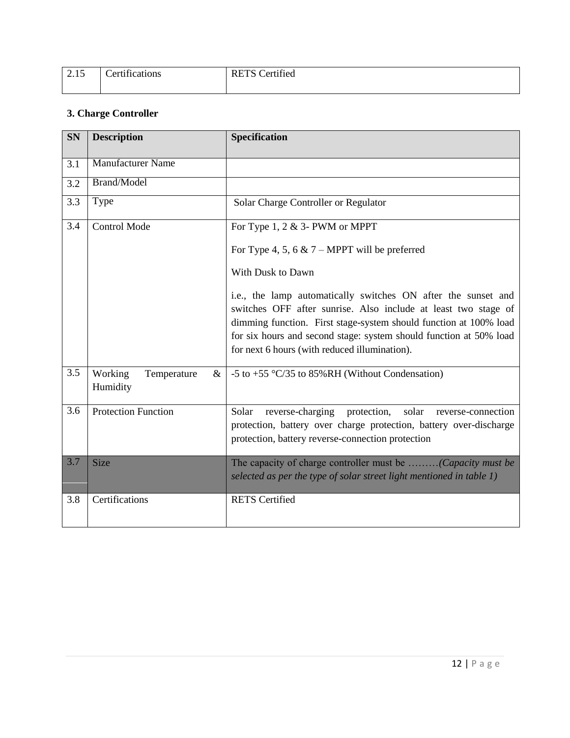| 2.15 | Certifications | RETS Certified |
|---|---|---|

**3. Charge Controller**

| SN | Description | Specification |
|---|---|---|
| 3.1 | Manufacturer Name | |
| 3.2 | Brand/Model | |
| 3.3 | Type | Solar Charge Controller or Regulator |
| 3.4 | Control Mode | For Type 1, 2 & 3- PWM or MPPT<br><br>For Type 4, 5, 6 & 7 – MPPT will be preferred<br><br>With Dusk to Dawn<br><br>i.e., the lamp automatically switches ON after the sunset and switches OFF after sunrise. Also include at least two stage of dimming function. First stage-system should function at 100% load for six hours and second stage: system should function at 50% load for next 6 hours (with reduced illumination). |
| 3.5 | Working Temperature & Humidity | -5 to +55 °C/35 to 85%RH (Without Condensation) |
| 3.6 | Protection Function | Solar reverse-charging protection, solar reverse-connection protection, battery over charge protection, battery over-discharge protection, battery reverse-connection protection |
| 3.7 | Size | The capacity of charge controller must be ………*(Capacity must be selected as per the type of solar street light mentioned in table 1)* |
| 3.8 | Certifications | RETS Certified |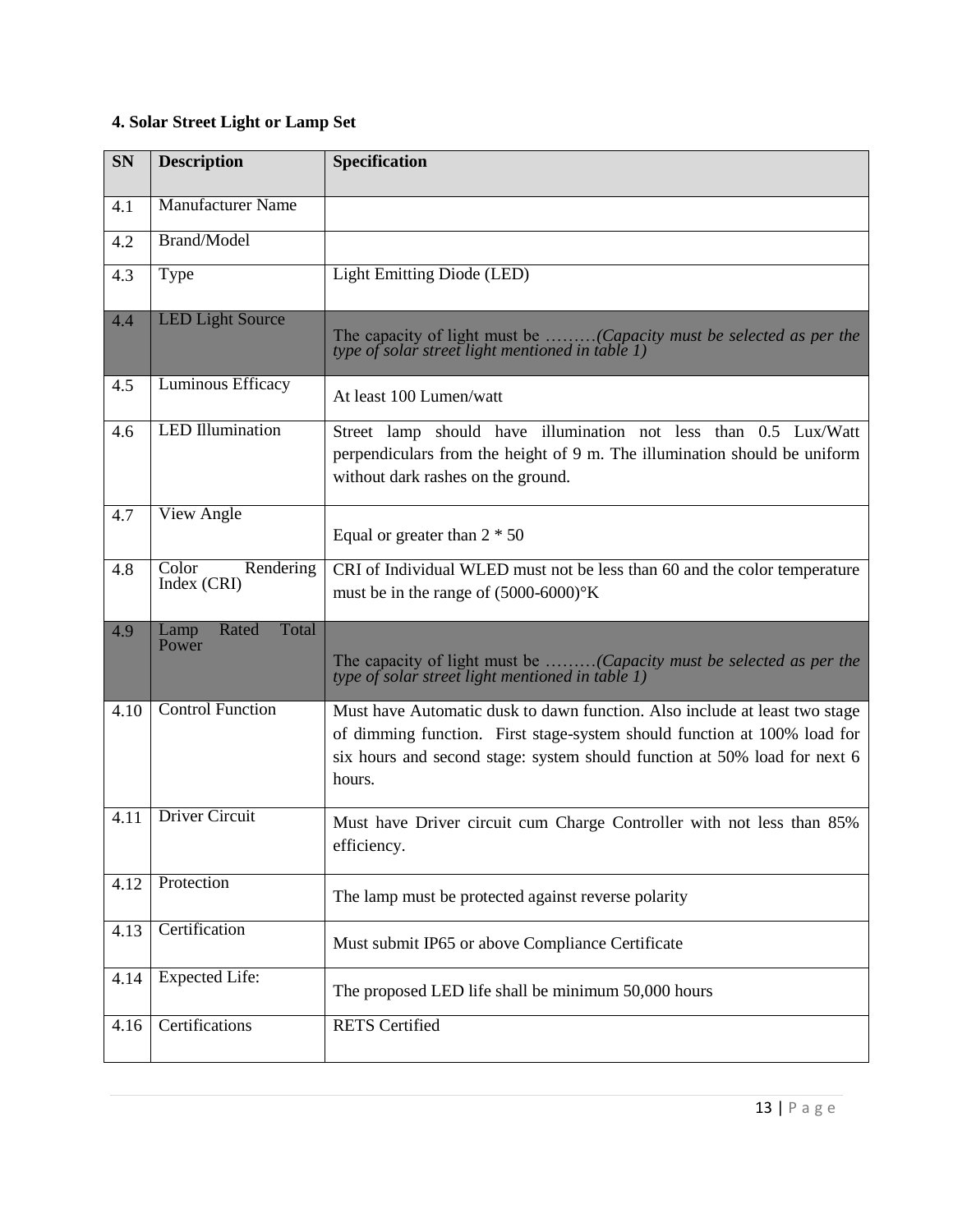**4. Solar Street Light or Lamp Set**

| SN | Description | Specification |
|---|---|---|
| 4.1 | Manufacturer Name | |
| 4.2 | Brand/Model | |
| 4.3 | Type | Light Emitting Diode (LED) |
| 4.4 | LED Light Source | The capacity of light must be ………*(Capacity must be selected as per the type of solar street light mentioned in table 1)* |
| 4.5 | Luminous Efficacy | At least 100 Lumen/watt |
| 4.6 | LED Illumination | Street lamp should have illumination not less than 0.5 Lux/Watt perpendiculars from the height of 9 m. The illumination should be uniform without dark rashes on the ground. |
| 4.7 | View Angle | Equal or greater than 2 * 50 |
| 4.8 | Color Rendering Index (CRI) | CRI of Individual WLED must not be less than 60 and the color temperature must be in the range of (5000-6000)°K |
| 4.9 | Lamp Rated Total Power | The capacity of light must be ………*(Capacity must be selected as per the type of solar street light mentioned in table 1)* |
| 4.10 | Control Function | Must have Automatic dusk to dawn function. Also include at least two stage of dimming function. First stage-system should function at 100% load for six hours and second stage: system should function at 50% load for next 6 hours. |
| 4.11 | Driver Circuit | Must have Driver circuit cum Charge Controller with not less than 85% efficiency. |
| 4.12 | Protection | The lamp must be protected against reverse polarity |
| 4.13 | Certification | Must submit IP65 or above Compliance Certificate |
| 4.14 | Expected Life: | The proposed LED life shall be minimum 50,000 hours |
| 4.16 | Certifications | RETS Certified |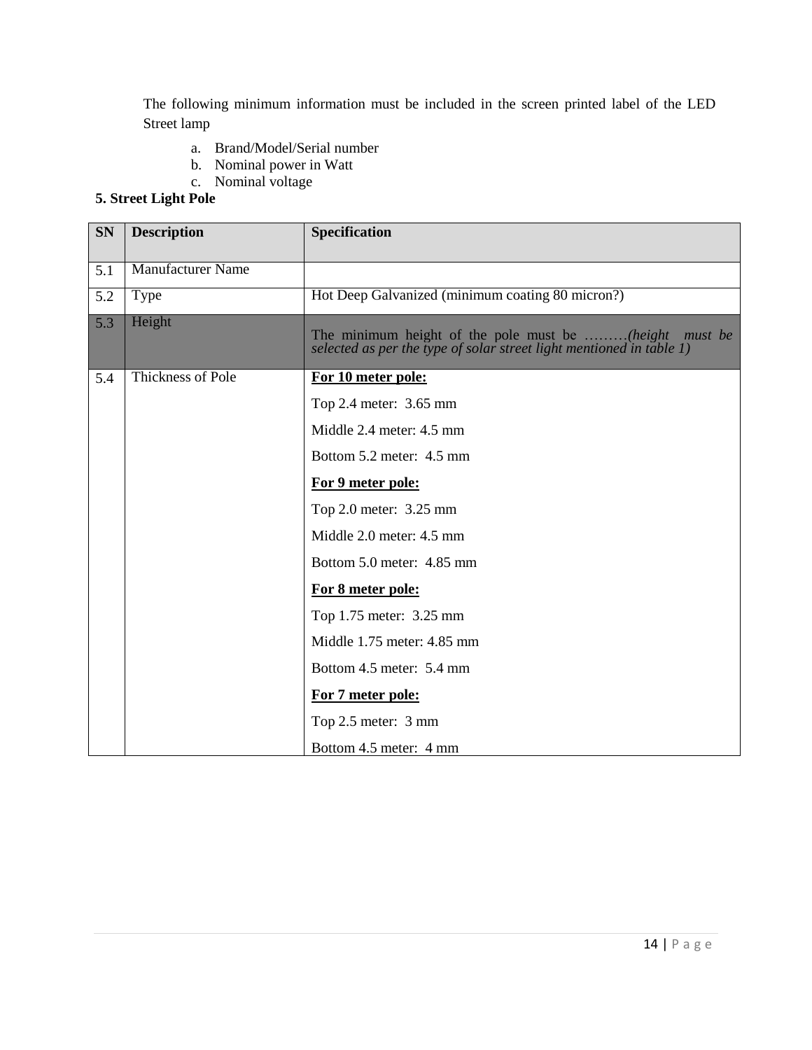The following minimum information must be included in the screen printed label of the LED Street lamp

a. Brand/Model/Serial number
b. Nominal power in Watt
c. Nominal voltage

**5. Street Light Pole**

| SN | Description | Specification |
|---|---|---|
| 5.1 | Manufacturer Name | |
| 5.2 | Type | Hot Deep Galvanized (minimum coating 80 micron?) |
| 5.3 | Height | The minimum height of the pole must be ………*(height must be selected as per the type of solar street light mentioned in table 1)* |
| 5.4 | Thickness of Pole | **<u>For 10 meter pole:</u>**<br>Top 2.4 meter: 3.65 mm<br>Middle 2.4 meter: 4.5 mm<br>Bottom 5.2 meter: 4.5 mm<br>**<u>For 9 meter pole:</u>**<br>Top 2.0 meter: 3.25 mm<br>Middle 2.0 meter: 4.5 mm<br>Bottom 5.0 meter: 4.85 mm<br>**<u>For 8 meter pole:</u>**<br>Top 1.75 meter: 3.25 mm<br>Middle 1.75 meter: 4.85 mm<br>Bottom 4.5 meter: 5.4 mm<br>**<u>For 7 meter pole:</u>**<br>Top 2.5 meter: 3 mm<br>Bottom 4.5 meter: 4 mm |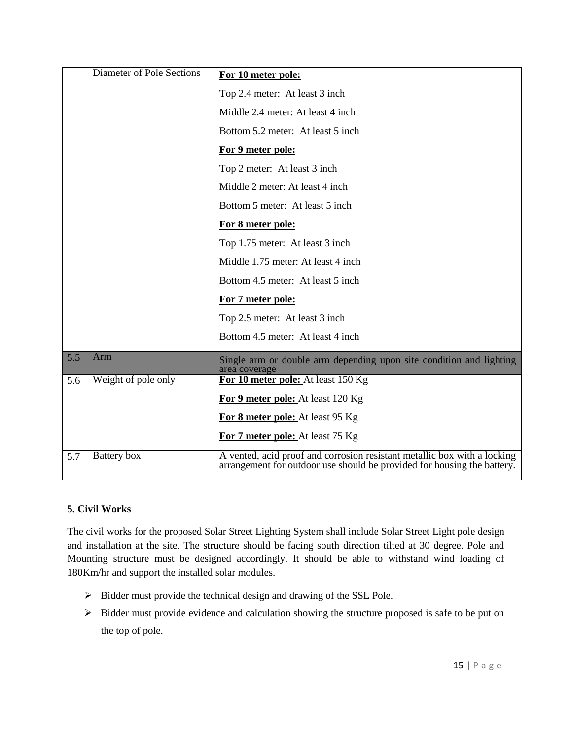|  |  |  |
|---|---|---|
|  | Diameter of Pole Sections | **For 10 meter pole:**<br>Top 2.4 meter: At least 3 inch<br>Middle 2.4 meter: At least 4 inch<br>Bottom 5.2 meter: At least 5 inch<br>**For 9 meter pole:**<br>Top 2 meter: At least 3 inch<br>Middle 2 meter: At least 4 inch<br>Bottom 5 meter: At least 5 inch<br>**For 8 meter pole:**<br>Top 1.75 meter: At least 3 inch<br>Middle 1.75 meter: At least 4 inch<br>Bottom 4.5 meter: At least 5 inch<br>**For 7 meter pole:**<br>Top 2.5 meter: At least 3 inch<br>Bottom 4.5 meter: At least 4 inch |
| 5.5 | Arm | Single arm or double arm depending upon site condition and lighting area coverage |
| 5.6 | Weight of pole only | **For 10 meter pole:** At least 150 Kg<br>**For 9 meter pole:** At least 120 Kg<br>**For 8 meter pole:** At least 95 Kg<br>**For 7 meter pole:** At least 75 Kg |
| 5.7 | Battery box | A vented, acid proof and corrosion resistant metallic box with a locking arrangement for outdoor use should be provided for housing the battery. |

**5. Civil Works**

The civil works for the proposed Solar Street Lighting System shall include Solar Street Light pole design and installation at the site. The structure should be facing south direction tilted at 30 degree. Pole and Mounting structure must be designed accordingly. It should be able to withstand wind loading of 180Km/hr and support the installed solar modules.

- Bidder must provide the technical design and drawing of the SSL Pole.
- Bidder must provide evidence and calculation showing the structure proposed is safe to be put on the top of pole.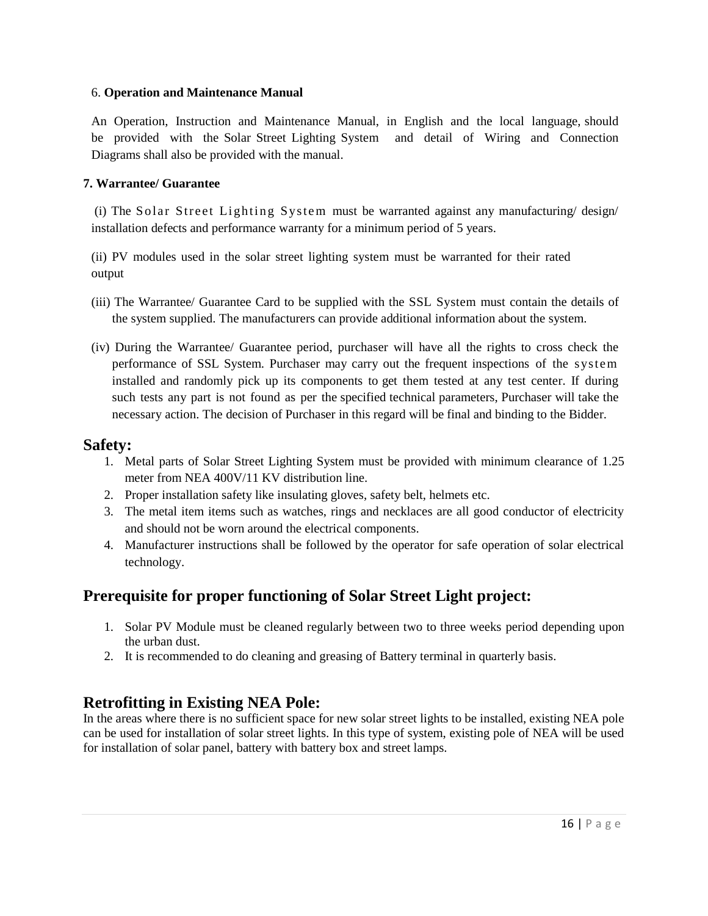6. **Operation and Maintenance Manual**

An Operation, Instruction and Maintenance Manual, in English and the local language, should be provided with the Solar Street Lighting System and detail of Wiring and Connection Diagrams shall also be provided with the manual.

**7. Warrantee/ Guarantee**

(i) The Solar Street Lighting System must be warranted against any manufacturing/ design/ installation defects and performance warranty for a minimum period of 5 years.

(ii) PV modules used in the solar street lighting system must be warranted for their rated output

(iii) The Warrantee/ Guarantee Card to be supplied with the SSL System must contain the details of the system supplied. The manufacturers can provide additional information about the system.

(iv) During the Warrantee/ Guarantee period, purchaser will have all the rights to cross check the performance of SSL System. Purchaser may carry out the frequent inspections of the system installed and randomly pick up its components to get them tested at any test center. If during such tests any part is not found as per the specified technical parameters, Purchaser will take the necessary action. The decision of Purchaser in this regard will be final and binding to the Bidder.

## Safety:

1. Metal parts of Solar Street Lighting System must be provided with minimum clearance of 1.25 meter from NEA 400V/11 KV distribution line.
2. Proper installation safety like insulating gloves, safety belt, helmets etc.
3. The metal item items such as watches, rings and necklaces are all good conductor of electricity and should not be worn around the electrical components.
4. Manufacturer instructions shall be followed by the operator for safe operation of solar electrical technology.

## Prerequisite for proper functioning of Solar Street Light project:

1. Solar PV Module must be cleaned regularly between two to three weeks period depending upon the urban dust.
2. It is recommended to do cleaning and greasing of Battery terminal in quarterly basis.

## Retrofitting in Existing NEA Pole:

In the areas where there is no sufficient space for new solar street lights to be installed, existing NEA pole can be used for installation of solar street lights. In this type of system, existing pole of NEA will be used for installation of solar panel, battery with battery box and street lamps.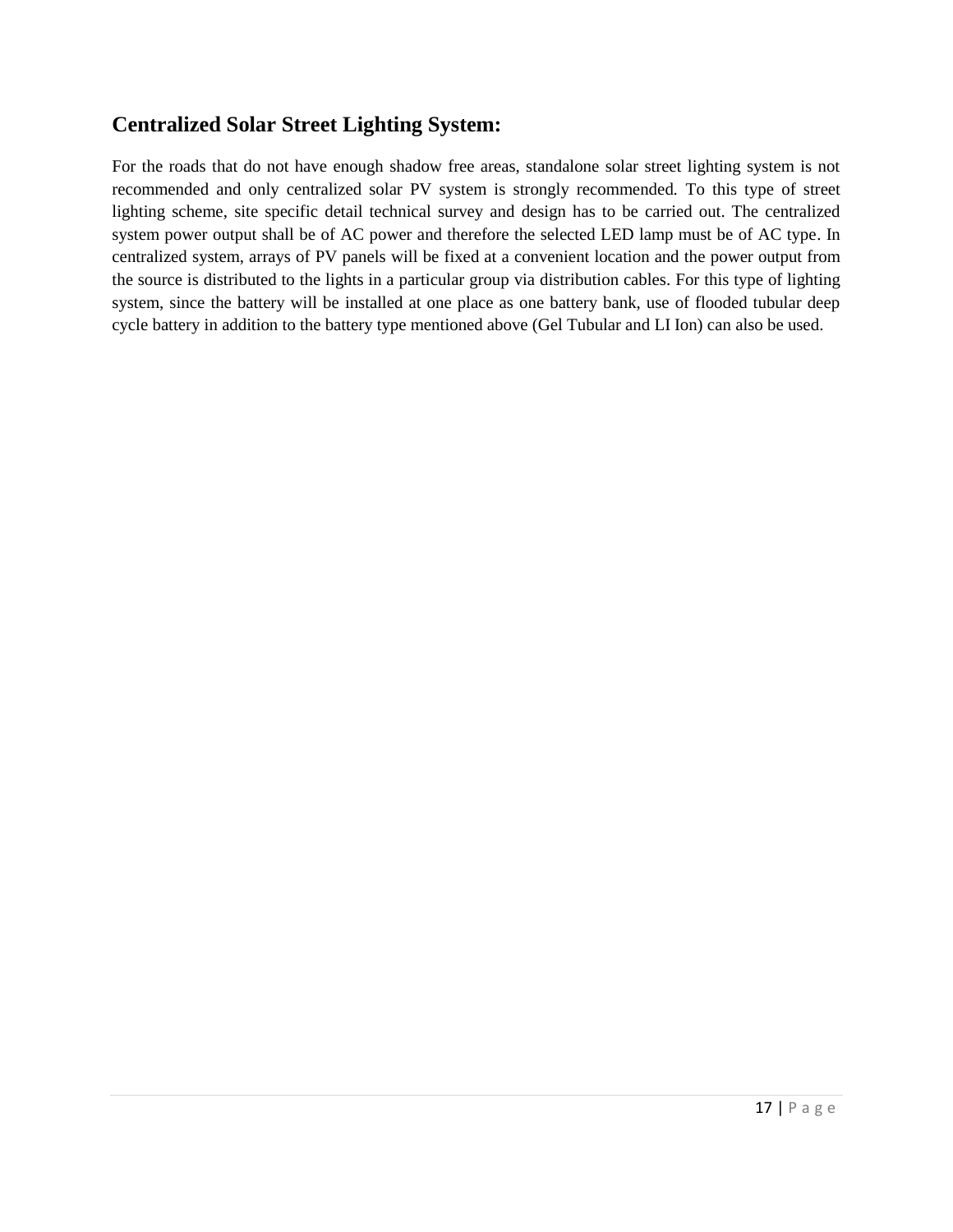## Centralized Solar Street Lighting System:

For the roads that do not have enough shadow free areas, standalone solar street lighting system is not recommended and only centralized solar PV system is strongly recommended. To this type of street lighting scheme, site specific detail technical survey and design has to be carried out. The centralized system power output shall be of AC power and therefore the selected LED lamp must be of AC type. In centralized system, arrays of PV panels will be fixed at a convenient location and the power output from the source is distributed to the lights in a particular group via distribution cables. For this type of lighting system, since the battery will be installed at one place as one battery bank, use of flooded tubular deep cycle battery in addition to the battery type mentioned above (Gel Tubular and LI Ion) can also be used.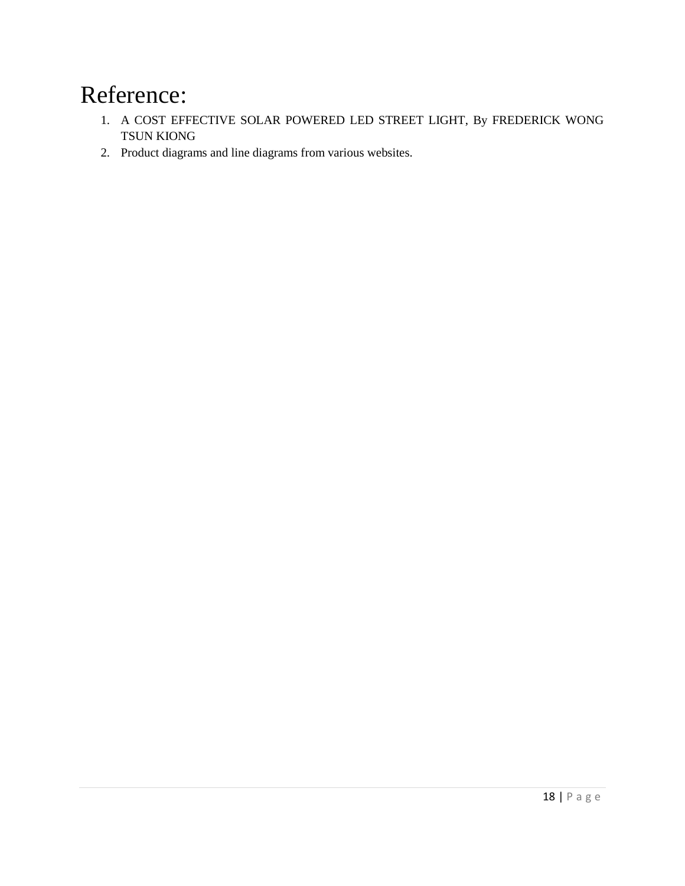# Reference:

1. A COST EFFECTIVE SOLAR POWERED LED STREET LIGHT, By FREDERICK WONG TSUN KIONG
2. Product diagrams and line diagrams from various websites.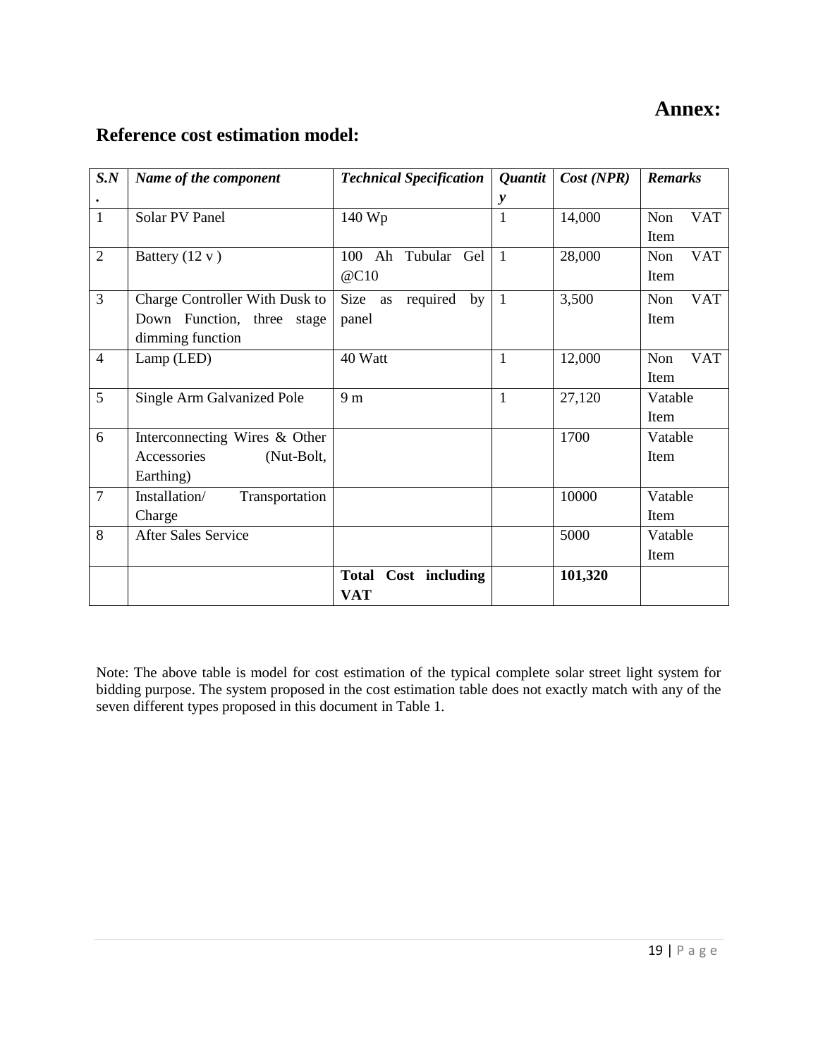# Annex:

## Reference cost estimation model:

| ***S.N.*** | ***Name of the component*** | ***Technical Specification*** | ***Quantity*** | ***Cost (NPR)*** | ***Remarks*** |
|---|---|---|---|---|---|
| 1 | Solar PV Panel | 140 Wp | 1 | 14,000 | Non VAT Item |
| 2 | Battery (12 v ) | 100 Ah Tubular Gel @C10 | 1 | 28,000 | Non VAT Item |
| 3 | Charge Controller With Dusk to Down Function, three stage dimming function | Size as required by panel | 1 | 3,500 | Non VAT Item |
| 4 | Lamp (LED) | 40 Watt | 1 | 12,000 | Non VAT Item |
| 5 | Single Arm Galvanized Pole | 9 m | 1 | 27,120 | Vatable Item |
| 6 | Interconnecting Wires & Other Accessories (Nut-Bolt, Earthing) | | | 1700 | Vatable Item |
| 7 | Installation/ Transportation Charge | | | 10000 | Vatable Item |
| 8 | After Sales Service | | | 5000 | Vatable Item |
| | | **Total Cost including VAT** | | **101,320** | |

Note: The above table is model for cost estimation of the typical complete solar street light system for bidding purpose. The system proposed in the cost estimation table does not exactly match with any of the seven different types proposed in this document in Table 1.